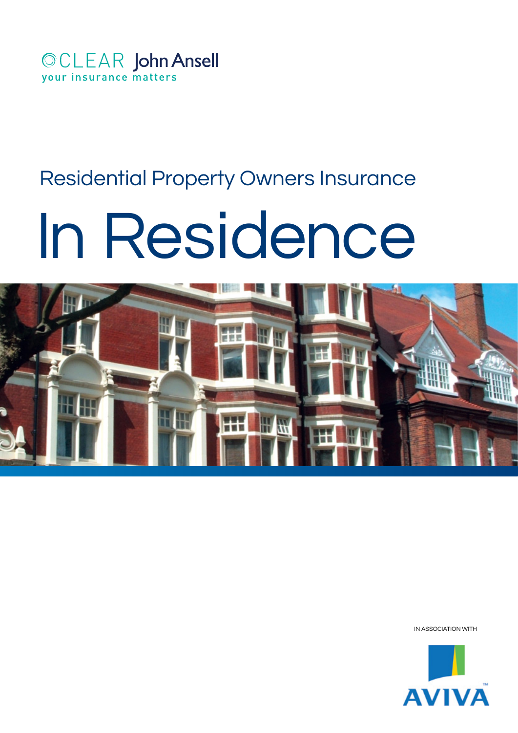CLEAR John Ansell

your insurance matters

## Residential Property Owners Insurance

# In Residence

IN ASSOCIATION WITH

AVIVA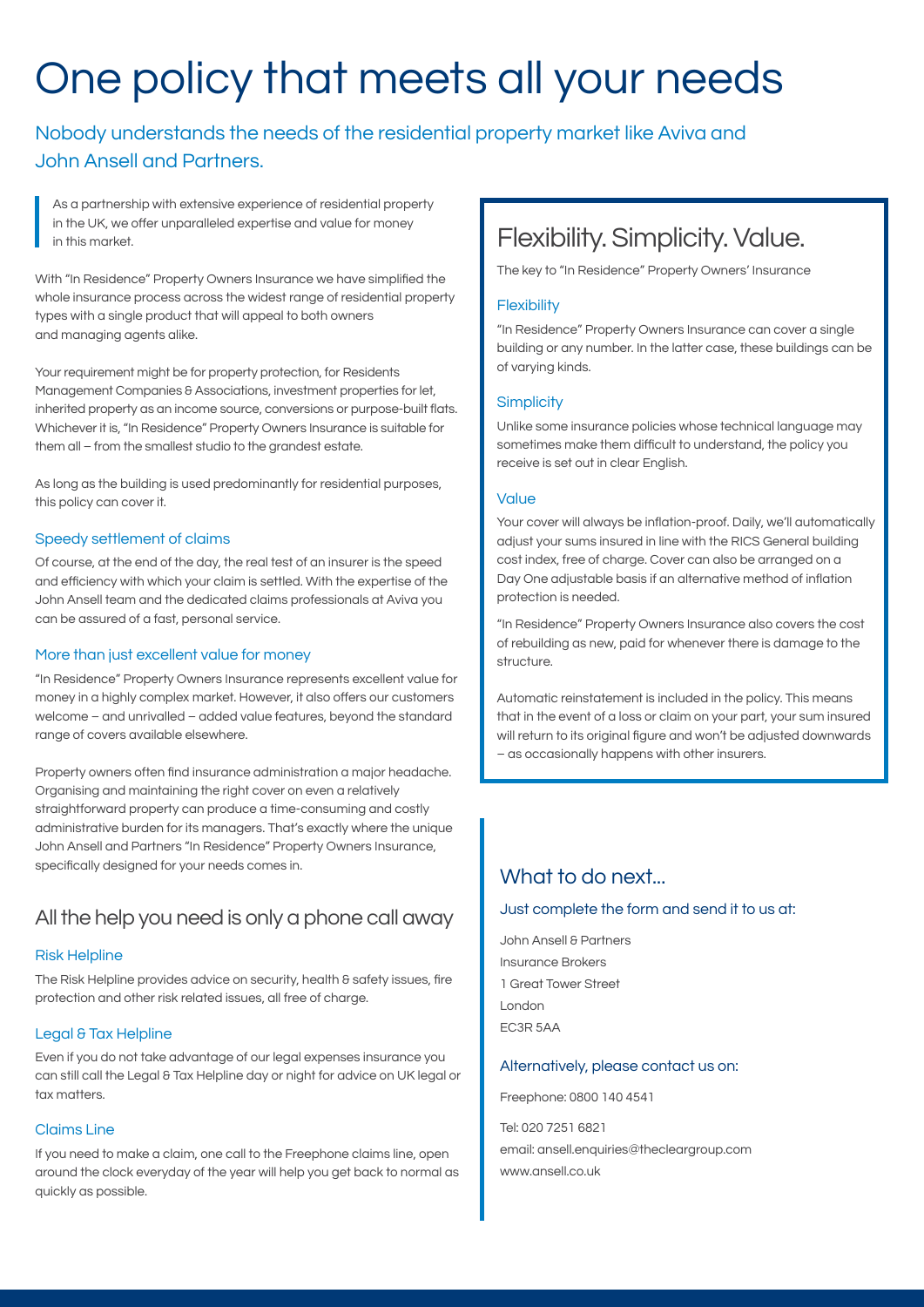# One policy that meets all your needs

## Nobody understands the needs of the residential property market like Aviva and John Ansell and Partners.

> As a partnership with extensive experience of residential property in the UK, we offer unparalleled expertise and value for money in this market.

With "In Residence" Property Owners Insurance we have simplified the whole insurance process across the widest range of residential property types with a single product that will appeal to both owners and managing agents alike.

Your requirement might be for property protection, for Residents Management Companies & Associations, investment properties for let, inherited property as an income source, conversions or purpose-built flats. Whichever it is, "In Residence" Property Owners Insurance is suitable for them all – from the smallest studio to the grandest estate.

As long as the building is used predominantly for residential purposes, this policy can cover it.

### Speedy settlement of claims

Of course, at the end of the day, the real test of an insurer is the speed and efficiency with which your claim is settled. With the expertise of the John Ansell team and the dedicated claims professionals at Aviva you can be assured of a fast, personal service.

### More than just excellent value for money

"In Residence" Property Owners Insurance represents excellent value for money in a highly complex market. However, it also offers our customers welcome – and unrivalled – added value features, beyond the standard range of covers available elsewhere.

Property owners often find insurance administration a major headache. Organising and maintaining the right cover on even a relatively straightforward property can produce a time-consuming and costly administrative burden for its managers. That's exactly where the unique John Ansell and Partners "In Residence" Property Owners Insurance, specifically designed for your needs comes in.

## All the help you need is only a phone call away

### Risk Helpline

The Risk Helpline provides advice on security, health & safety issues, fire protection and other risk related issues, all free of charge.

### Legal & Tax Helpline

Even if you do not take advantage of our legal expenses insurance you can still call the Legal & Tax Helpline day or night for advice on UK legal or tax matters.

### Claims Line

If you need to make a claim, one call to the Freephone claims line, open around the clock everyday of the year will help you get back to normal as quickly as possible.

## Flexibility. Simplicity. Value.

The key to "In Residence" Property Owners' Insurance

### Flexibility

"In Residence" Property Owners Insurance can cover a single building or any number. In the latter case, these buildings can be of varying kinds.

### Simplicity

Unlike some insurance policies whose technical language may sometimes make them difficult to understand, the policy you receive is set out in clear English.

### Value

Your cover will always be inflation-proof. Daily, we'll automatically adjust your sums insured in line with the RICS General building cost index, free of charge. Cover can also be arranged on a Day One adjustable basis if an alternative method of inflation protection is needed.

"In Residence" Property Owners Insurance also covers the cost of rebuilding as new, paid for whenever there is damage to the structure.

Automatic reinstatement is included in the policy. This means that in the event of a loss or claim on your part, your sum insured will return to its original figure and won't be adjusted downwards – as occasionally happens with other insurers.

## What to do next...

### Just complete the form and send it to us at:

John Ansell & Partners
Insurance Brokers
1 Great Tower Street
London
EC3R 5AA

### Alternatively, please contact us on:

Freephone: 0800 140 4541

Tel: 020 7251 6821
email: ansell.enquiries@thecleargroup.com
www.ansell.co.uk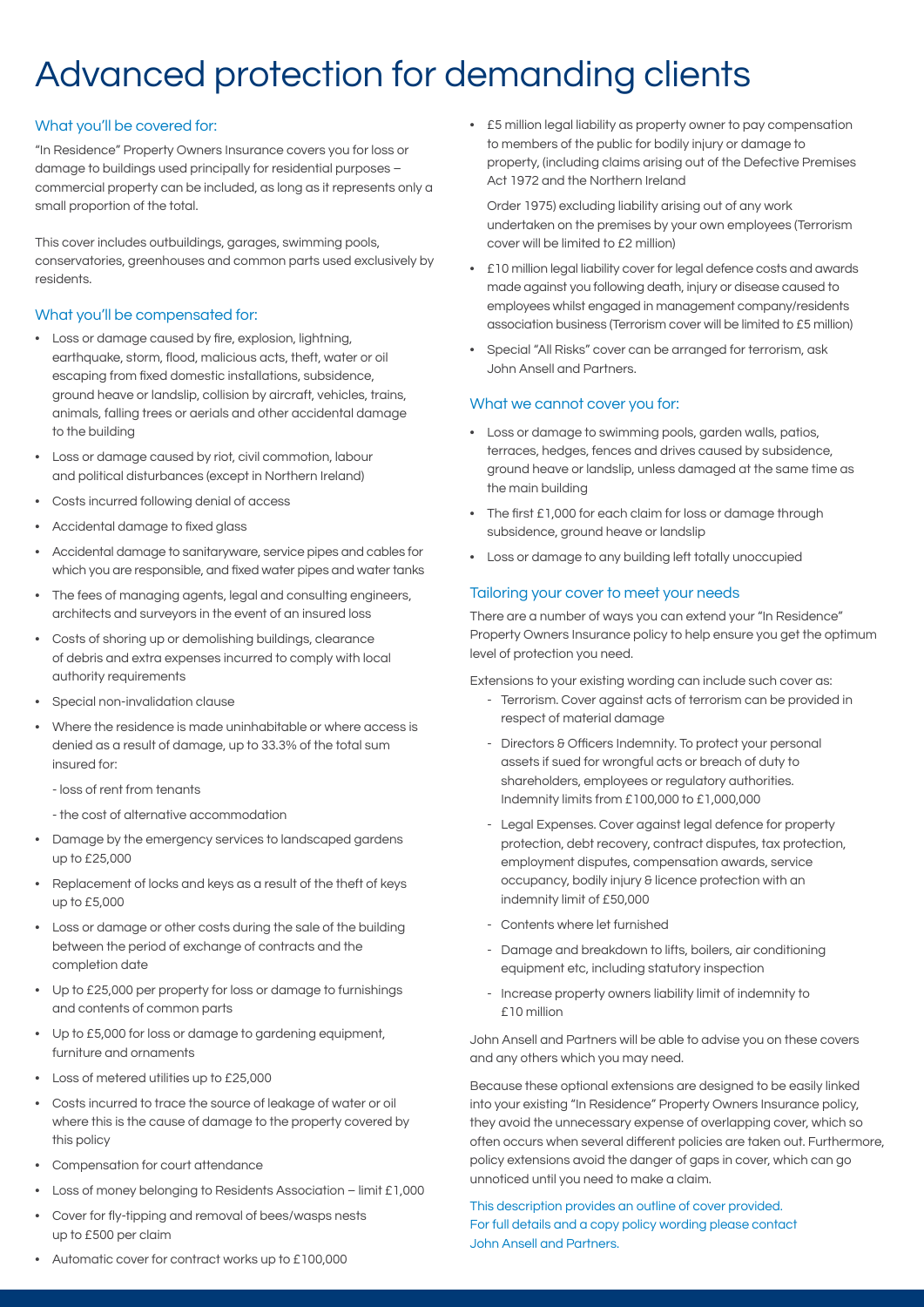# Advanced protection for demanding clients

## What you'll be covered for:

"In Residence" Property Owners Insurance covers you for loss or damage to buildings used principally for residential purposes – commercial property can be included, as long as it represents only a small proportion of the total.

This cover includes outbuildings, garages, swimming pools, conservatories, greenhouses and common parts used exclusively by residents.

## What you'll be compensated for:

- Loss or damage caused by fire, explosion, lightning, earthquake, storm, flood, malicious acts, theft, water or oil escaping from fixed domestic installations, subsidence, ground heave or landslip, collision by aircraft, vehicles, trains, animals, falling trees or aerials and other accidental damage to the building
- Loss or damage caused by riot, civil commotion, labour and political disturbances (except in Northern Ireland)
- Costs incurred following denial of access
- Accidental damage to fixed glass
- Accidental damage to sanitaryware, service pipes and cables for which you are responsible, and fixed water pipes and water tanks
- The fees of managing agents, legal and consulting engineers, architects and surveyors in the event of an insured loss
- Costs of shoring up or demolishing buildings, clearance of debris and extra expenses incurred to comply with local authority requirements
- Special non-invalidation clause
- Where the residence is made uninhabitable or where access is denied as a result of damage, up to 33.3% of the total sum insured for:
  - loss of rent from tenants
  - the cost of alternative accommodation
- Damage by the emergency services to landscaped gardens up to £25,000
- Replacement of locks and keys as a result of the theft of keys up to £5,000
- Loss or damage or other costs during the sale of the building between the period of exchange of contracts and the completion date
- Up to £25,000 per property for loss or damage to furnishings and contents of common parts
- Up to £5,000 for loss or damage to gardening equipment, furniture and ornaments
- Loss of metered utilities up to £25,000
- Costs incurred to trace the source of leakage of water or oil where this is the cause of damage to the property covered by this policy
- Compensation for court attendance
- Loss of money belonging to Residents Association – limit £1,000
- Cover for fly-tipping and removal of bees/wasps nests up to £500 per claim
- Automatic cover for contract works up to £100,000
- £5 million legal liability as property owner to pay compensation to members of the public for bodily injury or damage to property, (including claims arising out of the Defective Premises Act 1972 and the Northern Ireland Order 1975) excluding liability arising out of any work undertaken on the premises by your own employees (Terrorism cover will be limited to £2 million)
- £10 million legal liability cover for legal defence costs and awards made against you following death, injury or disease caused to employees whilst engaged in management company/residents association business (Terrorism cover will be limited to £5 million)
- Special "All Risks" cover can be arranged for terrorism, ask John Ansell and Partners.

## What we cannot cover you for:

- Loss or damage to swimming pools, garden walls, patios, terraces, hedges, fences and drives caused by subsidence, ground heave or landslip, unless damaged at the same time as the main building
- The first £1,000 for each claim for loss or damage through subsidence, ground heave or landslip
- Loss or damage to any building left totally unoccupied

## Tailoring your cover to meet your needs

There are a number of ways you can extend your "In Residence" Property Owners Insurance policy to help ensure you get the optimum level of protection you need.

Extensions to your existing wording can include such cover as:

- Terrorism. Cover against acts of terrorism can be provided in respect of material damage
- Directors & Officers Indemnity. To protect your personal assets if sued for wrongful acts or breach of duty to shareholders, employees or regulatory authorities. Indemnity limits from £100,000 to £1,000,000
- Legal Expenses. Cover against legal defence for property protection, debt recovery, contract disputes, tax protection, employment disputes, compensation awards, service occupancy, bodily injury & licence protection with an indemnity limit of £50,000
- Contents where let furnished
- Damage and breakdown to lifts, boilers, air conditioning equipment etc, including statutory inspection
- Increase property owners liability limit of indemnity to £10 million

John Ansell and Partners will be able to advise you on these covers and any others which you may need.

Because these optional extensions are designed to be easily linked into your existing "In Residence" Property Owners Insurance policy, they avoid the unnecessary expense of overlapping cover, which so often occurs when several different policies are taken out. Furthermore, policy extensions avoid the danger of gaps in cover, which can go unnoticed until you need to make a claim.

This description provides an outline of cover provided. For full details and a copy policy wording please contact John Ansell and Partners.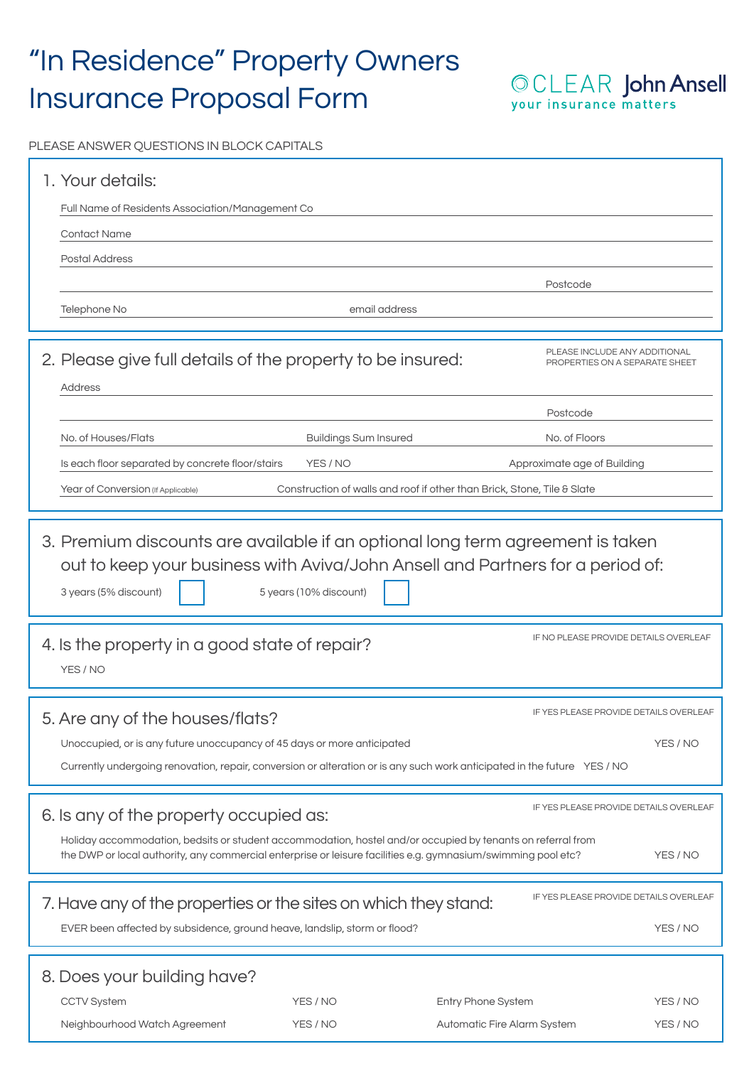# "In Residence" Property Owners Insurance Proposal Form

CLEAR John Ansell
your insurance matters

PLEASE ANSWER QUESTIONS IN BLOCK CAPITALS

## 1. Your details:

Full Name of Residents Association/Management Co

Contact Name

Postal Address

Postcode

Telephone No | email address

## 2. Please give full details of the property to be insured:

PLEASE INCLUDE ANY ADDITIONAL PROPERTIES ON A SEPARATE SHEET

Address

Postcode

No. of Houses/Flats | Buildings Sum Insured | No. of Floors

Is each floor separated by concrete floor/stairs YES / NO | Approximate age of Building

Year of Conversion (If Applicable) | Construction of walls and roof if other than Brick, Stone, Tile & Slate

## 3. Premium discounts are available if an optional long term agreement is taken out to keep your business with Aviva/John Ansell and Partners for a period of:

3 years (5% discount) ☐ 5 years (10% discount) ☐

## 4. Is the property in a good state of repair?

IF NO PLEASE PROVIDE DETAILS OVERLEAF

YES / NO

## 5. Are any of the houses/flats?

IF YES PLEASE PROVIDE DETAILS OVERLEAF

Unoccupied, or is any future unoccupancy of 45 days or more anticipated YES / NO

Currently undergoing renovation, repair, conversion or alteration or is any such work anticipated in the future YES / NO

## 6. Is any of the property occupied as:

IF YES PLEASE PROVIDE DETAILS OVERLEAF

Holiday accommodation, bedsits or student accommodation, hostel and/or occupied by tenants on referral from the DWP or local authority, any commercial enterprise or leisure facilities e.g. gymnasium/swimming pool etc? YES / NO

## 7. Have any of the properties or the sites on which they stand:

IF YES PLEASE PROVIDE DETAILS OVERLEAF

EVER been affected by subsidence, ground heave, landslip, storm or flood? YES / NO

## 8. Does your building have?

| | | | |
|---|---|---|---|
| CCTV System | YES / NO | Entry Phone System | YES / NO |
| Neighbourhood Watch Agreement | YES / NO | Automatic Fire Alarm System | YES / NO |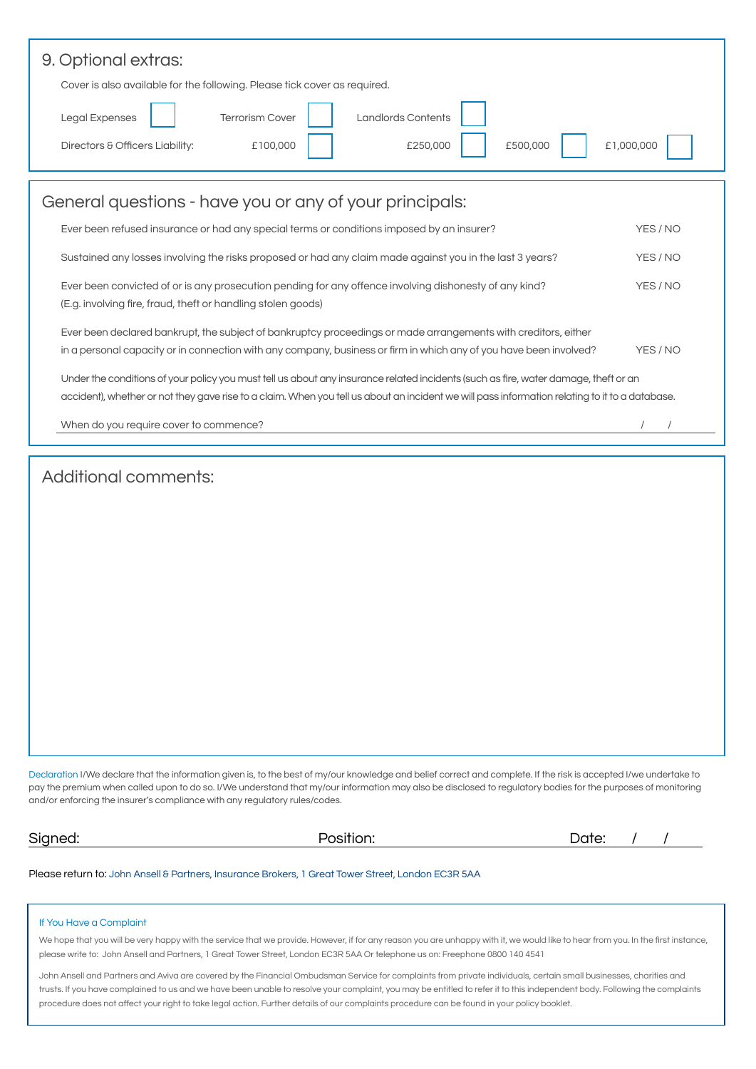## 9. Optional extras:

Cover is also available for the following. Please tick cover as required.

Legal Expenses ☐ Terrorism Cover ☐ Landlords Contents ☐

Directors & Officers Liability: £100,000 ☐ £250,000 ☐ £500,000 ☐ £1,000,000 ☐

## General questions - have you or any of your principals:

| | |
|---|---|
| Ever been refused insurance or had any special terms or conditions imposed by an insurer? | YES / NO |
| Sustained any losses involving the risks proposed or had any claim made against you in the last 3 years? | YES / NO |
| Ever been convicted of or is any prosecution pending for any offence involving dishonesty of any kind? (E.g. involving fire, fraud, theft or handling stolen goods) | YES / NO |
| Ever been declared bankrupt, the subject of bankruptcy proceedings or made arrangements with creditors, either in a personal capacity or in connection with any company, business or firm in which any of you have been involved? | YES / NO |

Under the conditions of your policy you must tell us about any insurance related incidents (such as fire, water damage, theft or an accident), whether or not they gave rise to a claim. When you tell us about an incident we will pass information relating to it to a database.

When do you require cover to commence? / /

## Additional comments:

Declaration I/We declare that the information given is, to the best of my/our knowledge and belief correct and complete. If the risk is accepted I/we undertake to pay the premium when called upon to do so. I/We understand that my/our information may also be disclosed to regulatory bodies for the purposes of monitoring and/or enforcing the insurer's compliance with any regulatory rules/codes.

Signed: Position: Date: / /

Please return to: John Ansell & Partners, Insurance Brokers, 1 Great Tower Street, London EC3R 5AA

### If You Have a Complaint

We hope that you will be very happy with the service that we provide. However, if for any reason you are unhappy with it, we would like to hear from you. In the first instance, please write to: John Ansell and Partners, 1 Great Tower Street, London EC3R 5AA Or telephone us on: Freephone 0800 140 4541

John Ansell and Partners and Aviva are covered by the Financial Ombudsman Service for complaints from private individuals, certain small businesses, charities and trusts. If you have complained to us and we have been unable to resolve your complaint, you may be entitled to refer it to this independent body. Following the complaints procedure does not affect your right to take legal action. Further details of our complaints procedure can be found in your policy booklet.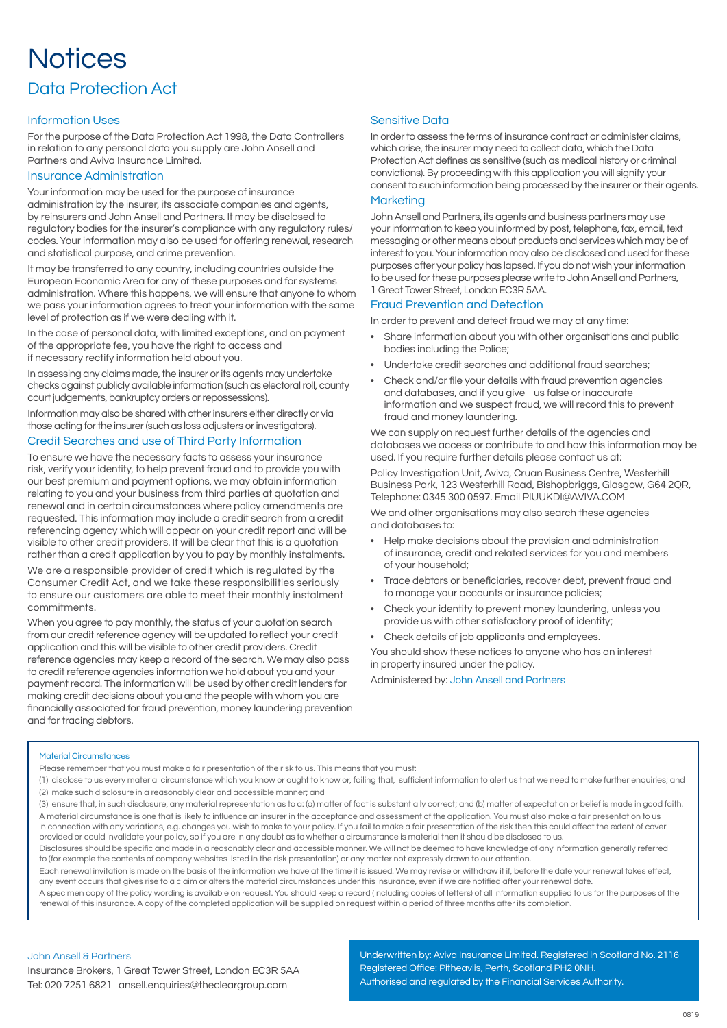# Notices

## Data Protection Act

### Information Uses

For the purpose of the Data Protection Act 1998, the Data Controllers in relation to any personal data you supply are John Ansell and Partners and Aviva Insurance Limited.

### Insurance Administration

Your information may be used for the purpose of insurance administration by the insurer, its associate companies and agents, by reinsurers and John Ansell and Partners. It may be disclosed to regulatory bodies for the insurer's compliance with any regulatory rules/ codes. Your information may also be used for offering renewal, research and statistical purpose, and crime prevention.

It may be transferred to any country, including countries outside the European Economic Area for any of these purposes and for systems administration. Where this happens, we will ensure that anyone to whom we pass your information agrees to treat your information with the same level of protection as if we were dealing with it.

In the case of personal data, with limited exceptions, and on payment of the appropriate fee, you have the right to access and if necessary rectify information held about you.

In assessing any claims made, the insurer or its agents may undertake checks against publicly available information (such as electoral roll, county court judgements, bankruptcy orders or repossessions).

Information may also be shared with other insurers either directly or via those acting for the insurer (such as loss adjusters or investigators).

### Credit Searches and use of Third Party Information

To ensure we have the necessary facts to assess your insurance risk, verify your identity, to help prevent fraud and to provide you with our best premium and payment options, we may obtain information relating to you and your business from third parties at quotation and renewal and in certain circumstances where policy amendments are requested. This information may include a credit search from a credit referencing agency which will appear on your credit report and will be visible to other credit providers. It will be clear that this is a quotation rather than a credit application by you to pay by monthly instalments.

We are a responsible provider of credit which is regulated by the Consumer Credit Act, and we take these responsibilities seriously to ensure our customers are able to meet their monthly instalment commitments.

When you agree to pay monthly, the status of your quotation search from our credit reference agency will be updated to reflect your credit application and this will be visible to other credit providers. Credit reference agencies may keep a record of the search. We may also pass to credit reference agencies information we hold about you and your payment record. The information will be used by other credit lenders for making credit decisions about you and the people with whom you are financially associated for fraud prevention, money laundering prevention and for tracing debtors.

### Sensitive Data

In order to assess the terms of insurance contract or administer claims, which arise, the insurer may need to collect data, which the Data Protection Act defines as sensitive (such as medical history or criminal convictions). By proceeding with this application you will signify your consent to such information being processed by the insurer or their agents.

### Marketing

John Ansell and Partners, its agents and business partners may use your information to keep you informed by post, telephone, fax, email, text messaging or other means about products and services which may be of interest to you. Your information may also be disclosed and used for these purposes after your policy has lapsed. If you do not wish your information to be used for these purposes please write to John Ansell and Partners, 1 Great Tower Street, London EC3R 5AA.

### Fraud Prevention and Detection

In order to prevent and detect fraud we may at any time:

- Share information about you with other organisations and public bodies including the Police;
- Undertake credit searches and additional fraud searches;
- Check and/or file your details with fraud prevention agencies and databases, and if you give us false or inaccurate information and we suspect fraud, we will record this to prevent fraud and money laundering.

We can supply on request further details of the agencies and databases we access or contribute to and how this information may be used. If you require further details please contact us at:

Policy Investigation Unit, Aviva, Cruan Business Centre, Westerhill Business Park, 123 Westerhill Road, Bishopbriggs, Glasgow, G64 2QR, Telephone: 0345 300 0597. Email PIUUKDI@AVIVA.COM

We and other organisations may also search these agencies and databases to:

- Help make decisions about the provision and administration of insurance, credit and related services for you and members of your household;
- Trace debtors or beneficiaries, recover debt, prevent fraud and to manage your accounts or insurance policies;
- Check your identity to prevent money laundering, unless you provide us with other satisfactory proof of identity;
- Check details of job applicants and employees.

You should show these notices to anyone who has an interest in property insured under the policy.

Administered by: John Ansell and Partners

#### Material Circumstances

Please remember that you must make a fair presentation of the risk to us. This means that you must:

(1) disclose to us every material circumstance which you know or ought to know or, failing that, sufficient information to alert us that we need to make further enquiries; and

(2) make such disclosure in a reasonably clear and accessible manner; and

(3) ensure that, in such disclosure, any material representation as to a: (a) matter of fact is substantially correct; and (b) matter of expectation or belief is made in good faith.

A material circumstance is one that is likely to influence an insurer in the acceptance and assessment of the application. You must also make a fair presentation to us in connection with any variations, e.g. changes you wish to make to your policy. If you fail to make a fair presentation of the risk then this could affect the extent of cover provided or could invalidate your policy, so if you are in any doubt as to whether a circumstance is material then it should be disclosed to us.

Disclosures should be specific and made in a reasonably clear and accessible manner. We will not be deemed to have knowledge of any information generally referred to (for example the contents of company websites listed in the risk presentation) or any matter not expressly drawn to our attention.

Each renewal invitation is made on the basis of the information we have at the time it is issued. We may revise or withdraw it if, before the date your renewal takes effect, any event occurs that gives rise to a claim or alters the material circumstances under this insurance, even if we are notified after your renewal date.

A specimen copy of the policy wording is available on request. You should keep a record (including copies of letters) of all information supplied to us for the purposes of the renewal of this insurance. A copy of the completed application will be supplied on request within a period of three months after its completion.

John Ansell & Partners
Insurance Brokers, 1 Great Tower Street, London EC3R 5AA
Tel: 020 7251 6821 ansell.enquiries@thecleargroup.com

Underwritten by: Aviva Insurance Limited. Registered in Scotland No. 2116
Registered Office: Pitheavlis, Perth, Scotland PH2 0NH.
Authorised and regulated by the Financial Services Authority.

0819